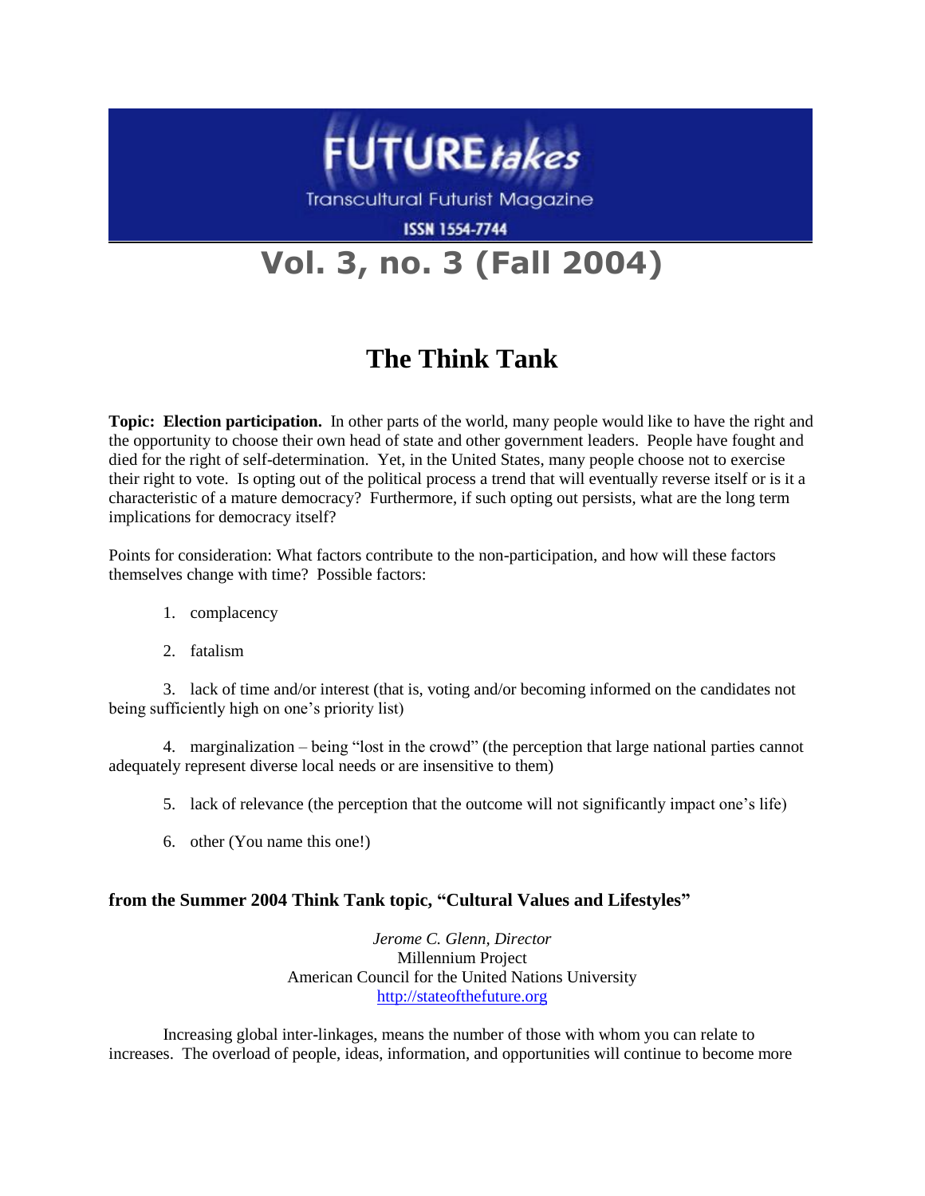# FUTURE*takes*

Transcultural Futurist Magazine

ISSN 1554-7744

## Vol. 3, no. 3 (Fall 2004)

# The Think Tank

**Topic: Election participation.** In other parts of the world, many people would like to have the right and the opportunity to choose their own head of state and other government leaders. People have fought and died for the right of self-determination. Yet, in the United States, many people choose not to exercise their right to vote. Is opting out of the political process a trend that will eventually reverse itself or is it a characteristic of a mature democracy? Furthermore, if such opting out persists, what are the long term implications for democracy itself?

Points for consideration: What factors contribute to the non-participation, and how will these factors themselves change with time? Possible factors:

1. complacency
2. fatalism
3. lack of time and/or interest (that is, voting and/or becoming informed on the candidates not being sufficiently high on one's priority list)
4. marginalization – being "lost in the crowd" (the perception that large national parties cannot adequately represent diverse local needs or are insensitive to them)
5. lack of relevance (the perception that the outcome will not significantly impact one's life)
6. other (You name this one!)

### from the Summer 2004 Think Tank topic, "Cultural Values and Lifestyles"

*Jerome C. Glenn, Director*
Millennium Project
American Council for the United Nations University
http://stateofthefuture.org

Increasing global inter-linkages, means the number of those with whom you can relate to increases. The overload of people, ideas, information, and opportunities will continue to become more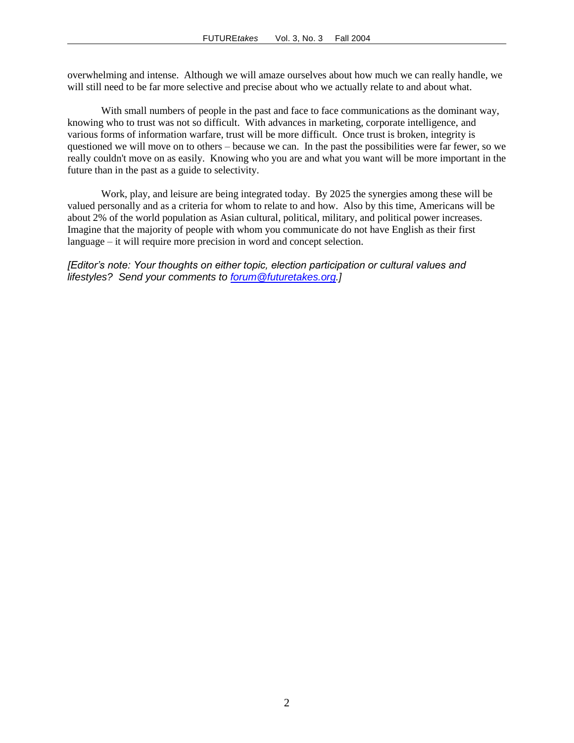overwhelming and intense. Although we will amaze ourselves about how much we can really handle, we will still need to be far more selective and precise about who we actually relate to and about what.

With small numbers of people in the past and face to face communications as the dominant way, knowing who to trust was not so difficult. With advances in marketing, corporate intelligence, and various forms of information warfare, trust will be more difficult. Once trust is broken, integrity is questioned we will move on to others – because we can. In the past the possibilities were far fewer, so we really couldn't move on as easily. Knowing who you are and what you want will be more important in the future than in the past as a guide to selectivity.

Work, play, and leisure are being integrated today. By 2025 the synergies among these will be valued personally and as a criteria for whom to relate to and how. Also by this time, Americans will be about 2% of the world population as Asian cultural, political, military, and political power increases. Imagine that the majority of people with whom you communicate do not have English as their first language – it will require more precision in word and concept selection.

*[Editor's note: Your thoughts on either topic, election participation or cultural values and lifestyles? Send your comments to forum@futuretakes.org.]*